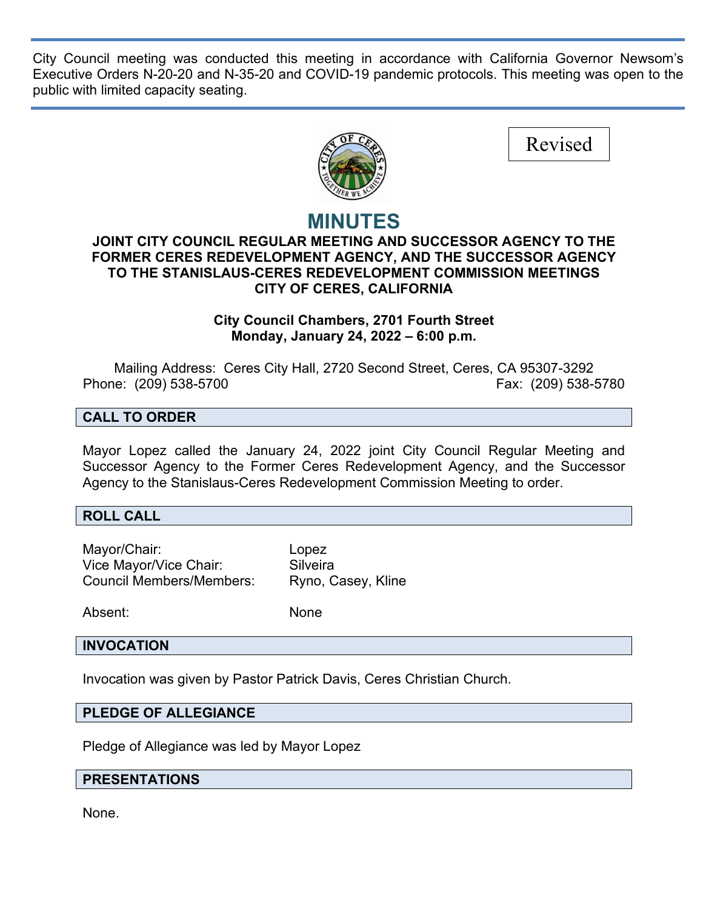City Council meeting was conducted this meeting in accordance with California Governor Newsom's Executive Orders N-20-20 and N-35-20 and COVID-19 pandemic protocols. This meeting was open to the public with limited capacity seating.

Revised

# MINUTES

**JOINT CITY COUNCIL REGULAR MEETING AND SUCCESSOR AGENCY TO THE FORMER CERES REDEVELOPMENT AGENCY, AND THE SUCCESSOR AGENCY TO THE STANISLAUS-CERES REDEVELOPMENT COMMISSION MEETINGS**
**CITY OF CERES, CALIFORNIA**

**City Council Chambers, 2701 Fourth Street**
**Monday, January 24, 2022 – 6:00 p.m.**

Mailing Address: Ceres City Hall, 2720 Second Street, Ceres, CA 95307-3292
Phone: (209) 538-5700 Fax: (209) 538-5780

## CALL TO ORDER

Mayor Lopez called the January 24, 2022 joint City Council Regular Meeting and Successor Agency to the Former Ceres Redevelopment Agency, and the Successor Agency to the Stanislaus-Ceres Redevelopment Commission Meeting to order.

## ROLL CALL

Mayor/Chair: Lopez
Vice Mayor/Vice Chair: Silveira
Council Members/Members: Ryno, Casey, Kline

Absent: None

## INVOCATION

Invocation was given by Pastor Patrick Davis, Ceres Christian Church.

## PLEDGE OF ALLEGIANCE

Pledge of Allegiance was led by Mayor Lopez

## PRESENTATIONS

None.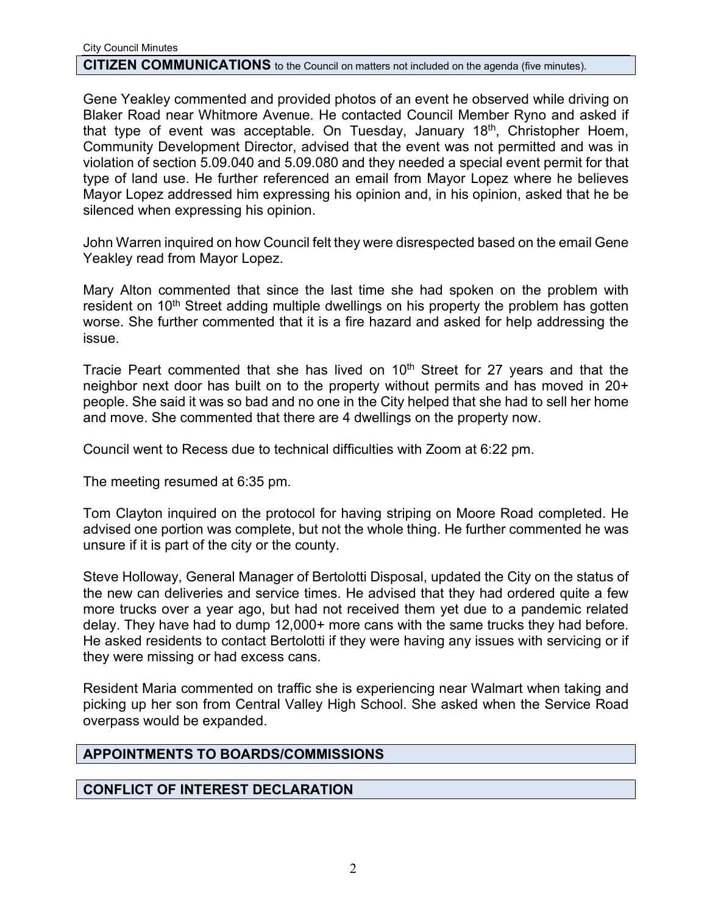## CITIZEN COMMUNICATIONS to the Council on matters not included on the agenda (five minutes).

Gene Yeakley commented and provided photos of an event he observed while driving on Blaker Road near Whitmore Avenue. He contacted Council Member Ryno and asked if that type of event was acceptable. On Tuesday, January 18th, Christopher Hoem, Community Development Director, advised that the event was not permitted and was in violation of section 5.09.040 and 5.09.080 and they needed a special event permit for that type of land use. He further referenced an email from Mayor Lopez where he believes Mayor Lopez addressed him expressing his opinion and, in his opinion, asked that he be silenced when expressing his opinion.

John Warren inquired on how Council felt they were disrespected based on the email Gene Yeakley read from Mayor Lopez.

Mary Alton commented that since the last time she had spoken on the problem with resident on 10th Street adding multiple dwellings on his property the problem has gotten worse. She further commented that it is a fire hazard and asked for help addressing the issue.

Tracie Peart commented that she has lived on 10th Street for 27 years and that the neighbor next door has built on to the property without permits and has moved in 20+ people. She said it was so bad and no one in the City helped that she had to sell her home and move. She commented that there are 4 dwellings on the property now.

Council went to Recess due to technical difficulties with Zoom at 6:22 pm.

The meeting resumed at 6:35 pm.

Tom Clayton inquired on the protocol for having striping on Moore Road completed. He advised one portion was complete, but not the whole thing. He further commented he was unsure if it is part of the city or the county.

Steve Holloway, General Manager of Bertolotti Disposal, updated the City on the status of the new can deliveries and service times. He advised that they had ordered quite a few more trucks over a year ago, but had not received them yet due to a pandemic related delay. They have had to dump 12,000+ more cans with the same trucks they had before. He asked residents to contact Bertolotti if they were having any issues with servicing or if they were missing or had excess cans.

Resident Maria commented on traffic she is experiencing near Walmart when taking and picking up her son from Central Valley High School. She asked when the Service Road overpass would be expanded.

## APPOINTMENTS TO BOARDS/COMMISSIONS

## CONFLICT OF INTEREST DECLARATION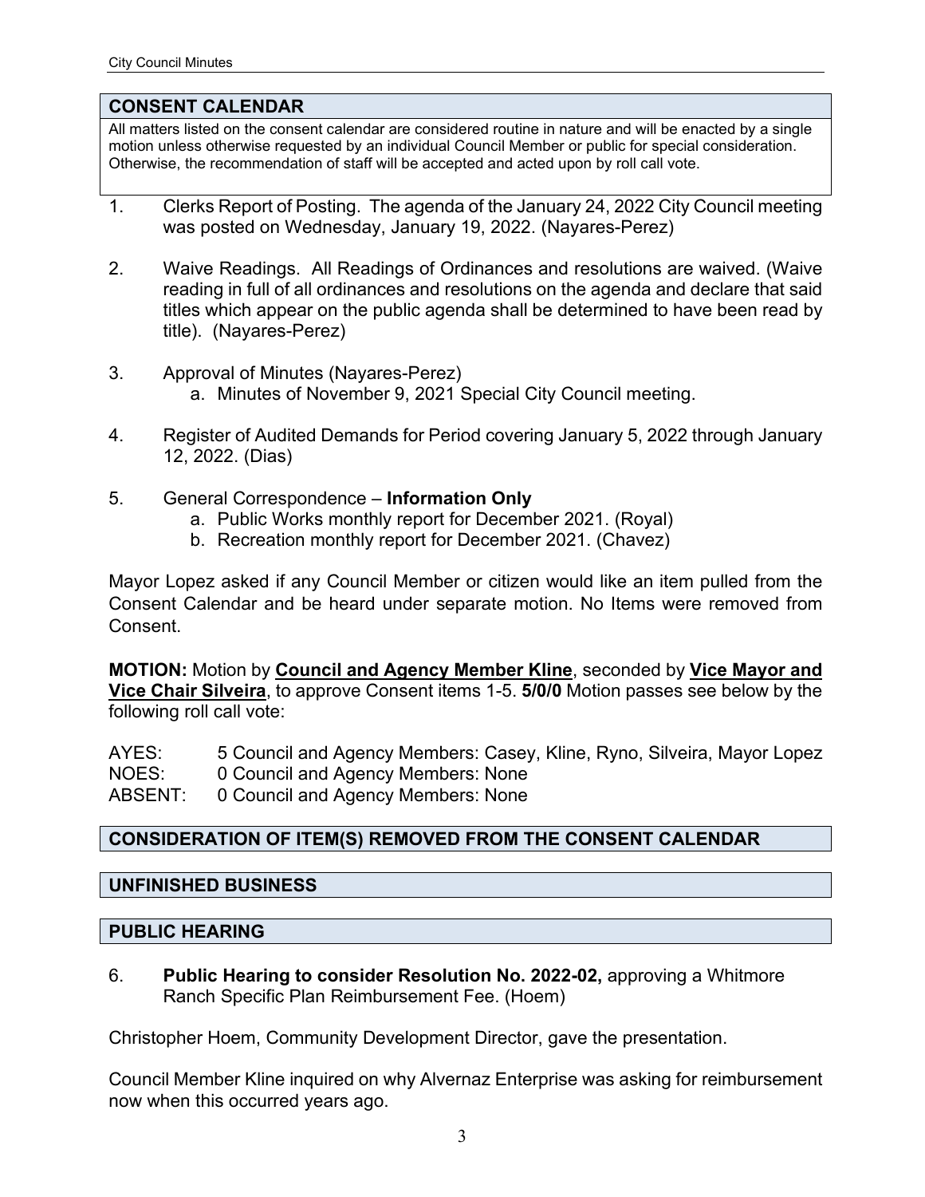## CONSENT CALENDAR

All matters listed on the consent calendar are considered routine in nature and will be enacted by a single motion unless otherwise requested by an individual Council Member or public for special consideration. Otherwise, the recommendation of staff will be accepted and acted upon by roll call vote.

1. Clerks Report of Posting. The agenda of the January 24, 2022 City Council meeting was posted on Wednesday, January 19, 2022. (Nayares-Perez)

2. Waive Readings. All Readings of Ordinances and resolutions are waived. (Waive reading in full of all ordinances and resolutions on the agenda and declare that said titles which appear on the public agenda shall be determined to have been read by title). (Nayares-Perez)

3. Approval of Minutes (Nayares-Perez)
   a. Minutes of November 9, 2021 Special City Council meeting.

4. Register of Audited Demands for Period covering January 5, 2022 through January 12, 2022. (Dias)

5. General Correspondence – **Information Only**
   a. Public Works monthly report for December 2021. (Royal)
   b. Recreation monthly report for December 2021. (Chavez)

Mayor Lopez asked if any Council Member or citizen would like an item pulled from the Consent Calendar and be heard under separate motion. No Items were removed from Consent.

**MOTION:** Motion by **Council and Agency Member Kline**, seconded by **Vice Mayor and Vice Chair Silveira**, to approve Consent items 1-5. **5/0/0** Motion passes see below by the following roll call vote:

AYES: 5 Council and Agency Members: Casey, Kline, Ryno, Silveira, Mayor Lopez
NOES: 0 Council and Agency Members: None
ABSENT: 0 Council and Agency Members: None

## CONSIDERATION OF ITEM(S) REMOVED FROM THE CONSENT CALENDAR

## UNFINISHED BUSINESS

## PUBLIC HEARING

6. **Public Hearing to consider Resolution No. 2022-02,** approving a Whitmore Ranch Specific Plan Reimbursement Fee. (Hoem)

Christopher Hoem, Community Development Director, gave the presentation.

Council Member Kline inquired on why Alvernaz Enterprise was asking for reimbursement now when this occurred years ago.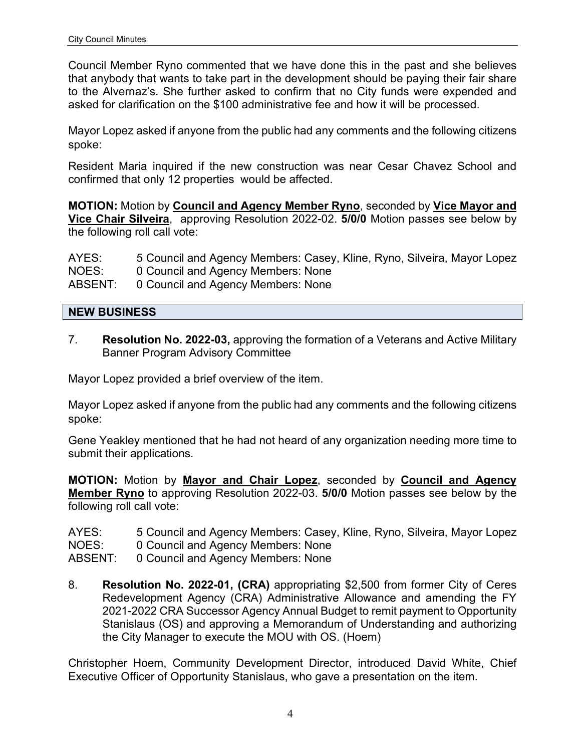Council Member Ryno commented that we have done this in the past and she believes that anybody that wants to take part in the development should be paying their fair share to the Alvernaz's. She further asked to confirm that no City funds were expended and asked for clarification on the $100 administrative fee and how it will be processed.

Mayor Lopez asked if anyone from the public had any comments and the following citizens spoke:

Resident Maria inquired if the new construction was near Cesar Chavez School and confirmed that only 12 properties would be affected.

**MOTION:** Motion by **Council and Agency Member Ryno**, seconded by **Vice Mayor and Vice Chair Silveira**, approving Resolution 2022-02. **5/0/0** Motion passes see below by the following roll call vote:

AYES: 5 Council and Agency Members: Casey, Kline, Ryno, Silveira, Mayor Lopez
NOES: 0 Council and Agency Members: None
ABSENT: 0 Council and Agency Members: None

## NEW BUSINESS

7. **Resolution No. 2022-03,** approving the formation of a Veterans and Active Military Banner Program Advisory Committee

Mayor Lopez provided a brief overview of the item.

Mayor Lopez asked if anyone from the public had any comments and the following citizens spoke:

Gene Yeakley mentioned that he had not heard of any organization needing more time to submit their applications.

**MOTION:** Motion by **Mayor and Chair Lopez**, seconded by **Council and Agency Member Ryno** to approving Resolution 2022-03. **5/0/0** Motion passes see below by the following roll call vote:

AYES: 5 Council and Agency Members: Casey, Kline, Ryno, Silveira, Mayor Lopez
NOES: 0 Council and Agency Members: None
ABSENT: 0 Council and Agency Members: None

8. **Resolution No. 2022-01, (CRA)** appropriating $2,500 from former City of Ceres Redevelopment Agency (CRA) Administrative Allowance and amending the FY 2021-2022 CRA Successor Agency Annual Budget to remit payment to Opportunity Stanislaus (OS) and approving a Memorandum of Understanding and authorizing the City Manager to execute the MOU with OS. (Hoem)

Christopher Hoem, Community Development Director, introduced David White, Chief Executive Officer of Opportunity Stanislaus, who gave a presentation on the item.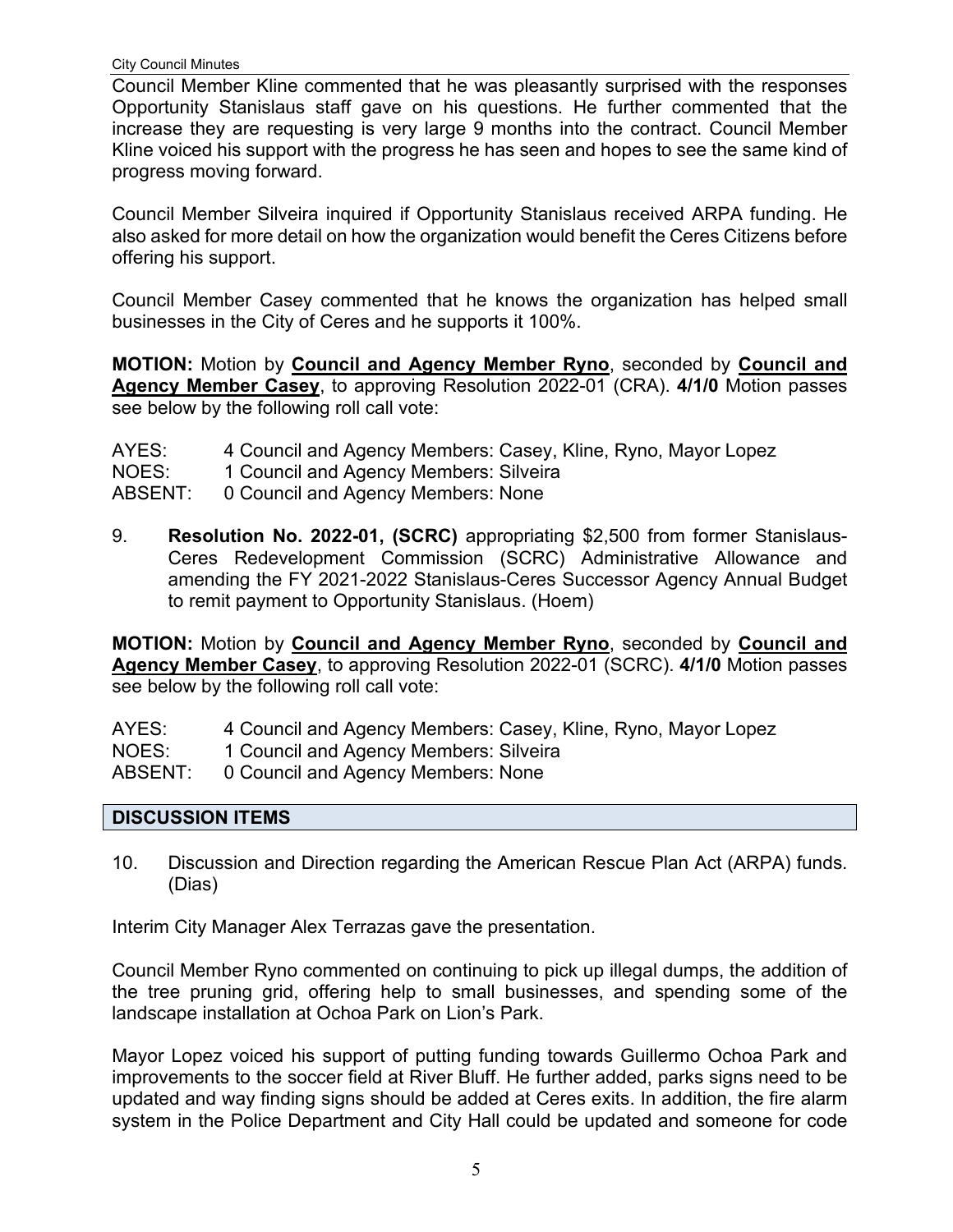Council Member Kline commented that he was pleasantly surprised with the responses Opportunity Stanislaus staff gave on his questions. He further commented that the increase they are requesting is very large 9 months into the contract. Council Member Kline voiced his support with the progress he has seen and hopes to see the same kind of progress moving forward.

Council Member Silveira inquired if Opportunity Stanislaus received ARPA funding. He also asked for more detail on how the organization would benefit the Ceres Citizens before offering his support.

Council Member Casey commented that he knows the organization has helped small businesses in the City of Ceres and he supports it 100%.

**MOTION:** Motion by **Council and Agency Member Ryno**, seconded by **Council and Agency Member Casey**, to approving Resolution 2022-01 (CRA). **4/1/0** Motion passes see below by the following roll call vote:

AYES: 4 Council and Agency Members: Casey, Kline, Ryno, Mayor Lopez
NOES: 1 Council and Agency Members: Silveira
ABSENT: 0 Council and Agency Members: None

9. **Resolution No. 2022-01, (SCRC)** appropriating $2,500 from former Stanislaus-Ceres Redevelopment Commission (SCRC) Administrative Allowance and amending the FY 2021-2022 Stanislaus-Ceres Successor Agency Annual Budget to remit payment to Opportunity Stanislaus. (Hoem)

**MOTION:** Motion by **Council and Agency Member Ryno**, seconded by **Council and Agency Member Casey**, to approving Resolution 2022-01 (SCRC). **4/1/0** Motion passes see below by the following roll call vote:

AYES: 4 Council and Agency Members: Casey, Kline, Ryno, Mayor Lopez
NOES: 1 Council and Agency Members: Silveira
ABSENT: 0 Council and Agency Members: None

## DISCUSSION ITEMS

10. Discussion and Direction regarding the American Rescue Plan Act (ARPA) funds. (Dias)

Interim City Manager Alex Terrazas gave the presentation.

Council Member Ryno commented on continuing to pick up illegal dumps, the addition of the tree pruning grid, offering help to small businesses, and spending some of the landscape installation at Ochoa Park on Lion's Park.

Mayor Lopez voiced his support of putting funding towards Guillermo Ochoa Park and improvements to the soccer field at River Bluff. He further added, parks signs need to be updated and way finding signs should be added at Ceres exits. In addition, the fire alarm system in the Police Department and City Hall could be updated and someone for code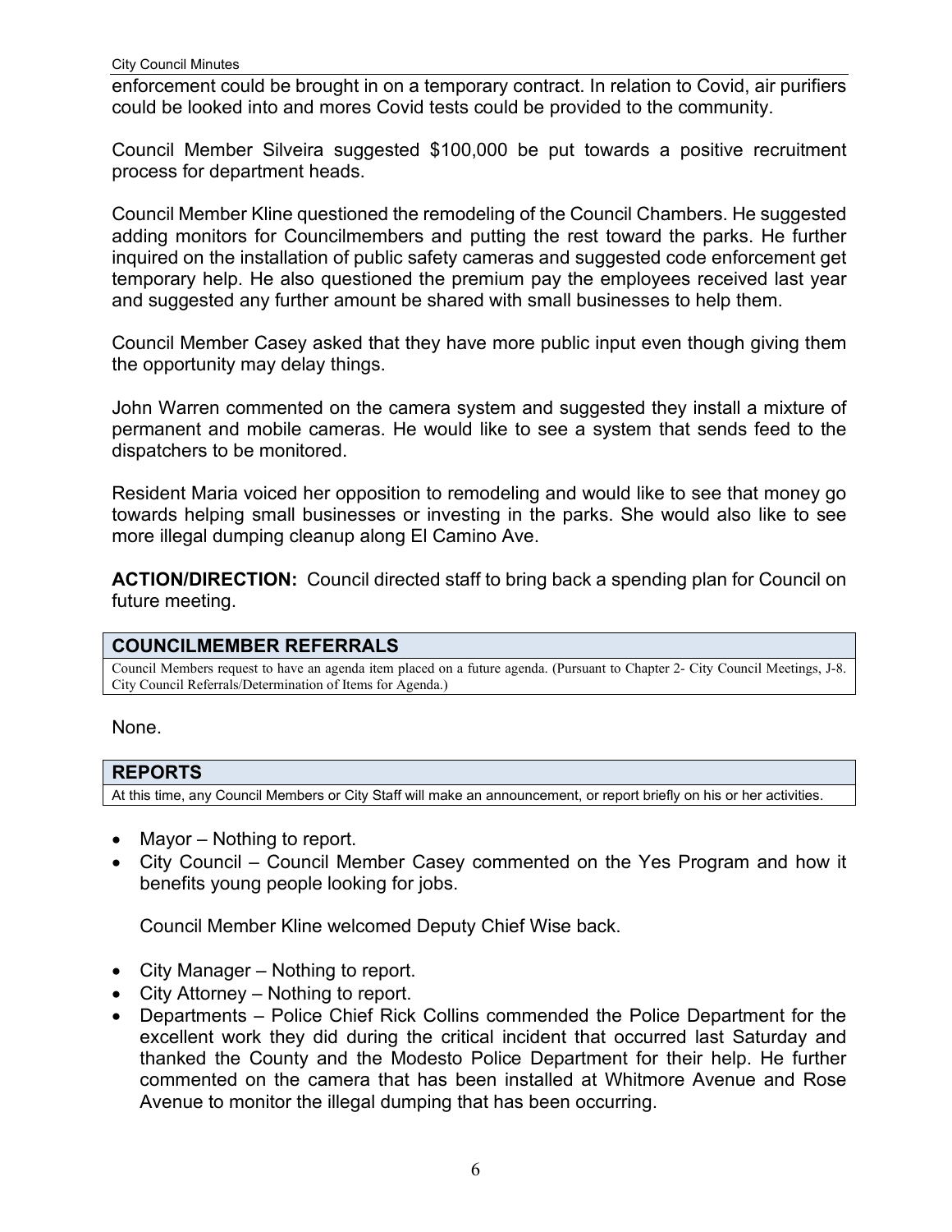enforcement could be brought in on a temporary contract. In relation to Covid, air purifiers could be looked into and mores Covid tests could be provided to the community.

Council Member Silveira suggested $100,000 be put towards a positive recruitment process for department heads.

Council Member Kline questioned the remodeling of the Council Chambers. He suggested adding monitors for Councilmembers and putting the rest toward the parks. He further inquired on the installation of public safety cameras and suggested code enforcement get temporary help. He also questioned the premium pay the employees received last year and suggested any further amount be shared with small businesses to help them.

Council Member Casey asked that they have more public input even though giving them the opportunity may delay things.

John Warren commented on the camera system and suggested they install a mixture of permanent and mobile cameras. He would like to see a system that sends feed to the dispatchers to be monitored.

Resident Maria voiced her opposition to remodeling and would like to see that money go towards helping small businesses or investing in the parks. She would also like to see more illegal dumping cleanup along El Camino Ave.

**ACTION/DIRECTION:** Council directed staff to bring back a spending plan for Council on future meeting.

## COUNCILMEMBER REFERRALS

Council Members request to have an agenda item placed on a future agenda. (Pursuant to Chapter 2- City Council Meetings, J-8. City Council Referrals/Determination of Items for Agenda.)

None.

## REPORTS

At this time, any Council Members or City Staff will make an announcement, or report briefly on his or her activities.

- Mayor – Nothing to report.
- City Council – Council Member Casey commented on the Yes Program and how it benefits young people looking for jobs.

  Council Member Kline welcomed Deputy Chief Wise back.

- City Manager – Nothing to report.
- City Attorney – Nothing to report.
- Departments – Police Chief Rick Collins commended the Police Department for the excellent work they did during the critical incident that occurred last Saturday and thanked the County and the Modesto Police Department for their help. He further commented on the camera that has been installed at Whitmore Avenue and Rose Avenue to monitor the illegal dumping that has been occurring.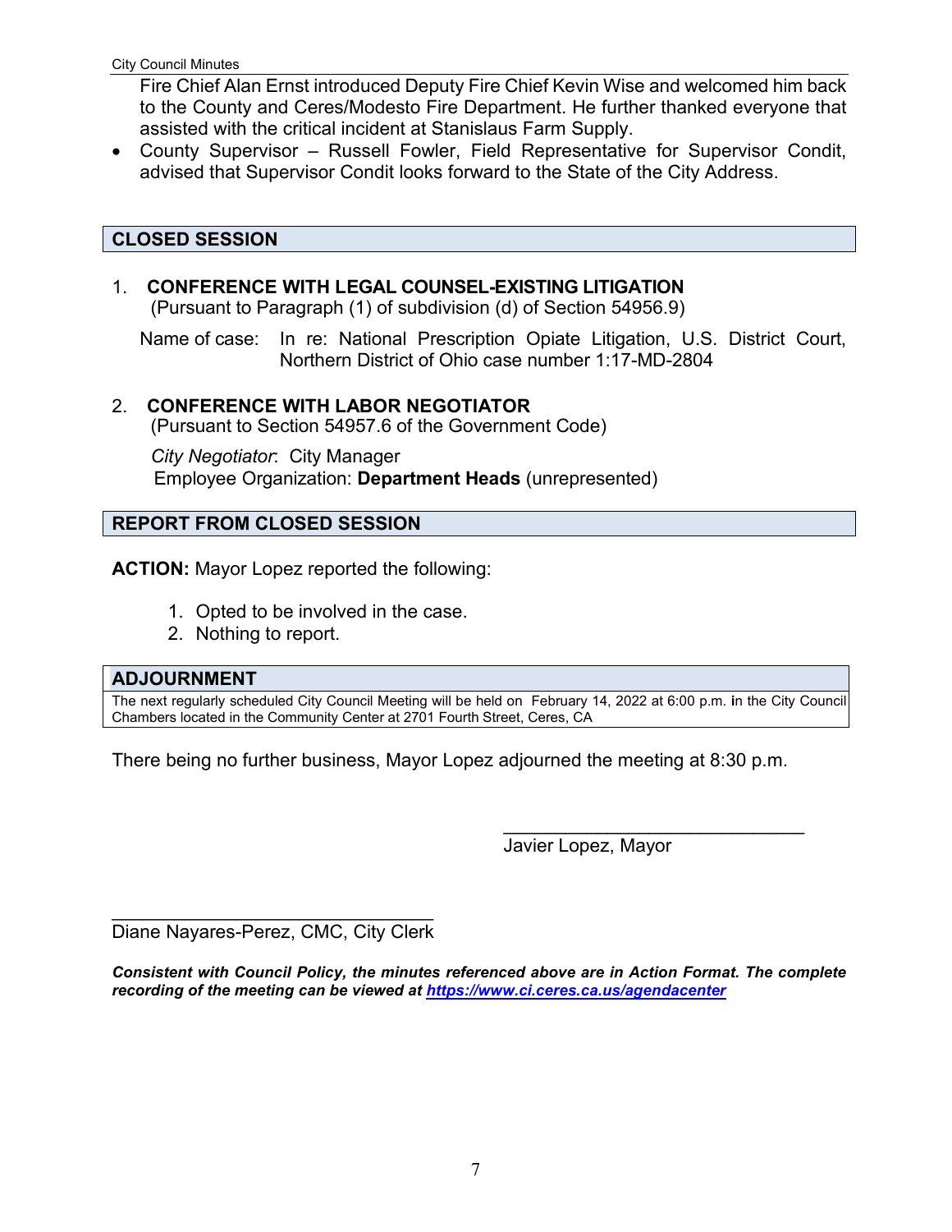Fire Chief Alan Ernst introduced Deputy Fire Chief Kevin Wise and welcomed him back to the County and Ceres/Modesto Fire Department. He further thanked everyone that assisted with the critical incident at Stanislaus Farm Supply.

- County Supervisor – Russell Fowler, Field Representative for Supervisor Condit, advised that Supervisor Condit looks forward to the State of the City Address.

## CLOSED SESSION

1. **CONFERENCE WITH LEGAL COUNSEL-EXISTING LITIGATION**
   (Pursuant to Paragraph (1) of subdivision (d) of Section 54956.9)

   Name of case: In re: National Prescription Opiate Litigation, U.S. District Court, Northern District of Ohio case number 1:17-MD-2804

2. **CONFERENCE WITH LABOR NEGOTIATOR**
   (Pursuant to Section 54957.6 of the Government Code)

   *City Negotiator*: City Manager
   Employee Organization: **Department Heads** (unrepresented)

## REPORT FROM CLOSED SESSION

**ACTION:** Mayor Lopez reported the following:

1. Opted to be involved in the case.
2. Nothing to report.

## ADJOURNMENT

The next regularly scheduled City Council Meeting will be held on February 14, 2022 at 6:00 p.m. in the City Council Chambers located in the Community Center at 2701 Fourth Street, Ceres, CA

There being no further business, Mayor Lopez adjourned the meeting at 8:30 p.m.

______________________________
Javier Lopez, Mayor

______________________________
Diane Nayares-Perez, CMC, City Clerk

***Consistent with Council Policy, the minutes referenced above are in Action Format. The complete recording of the meeting can be viewed at https://www.ci.ceres.ca.us/agendacenter***